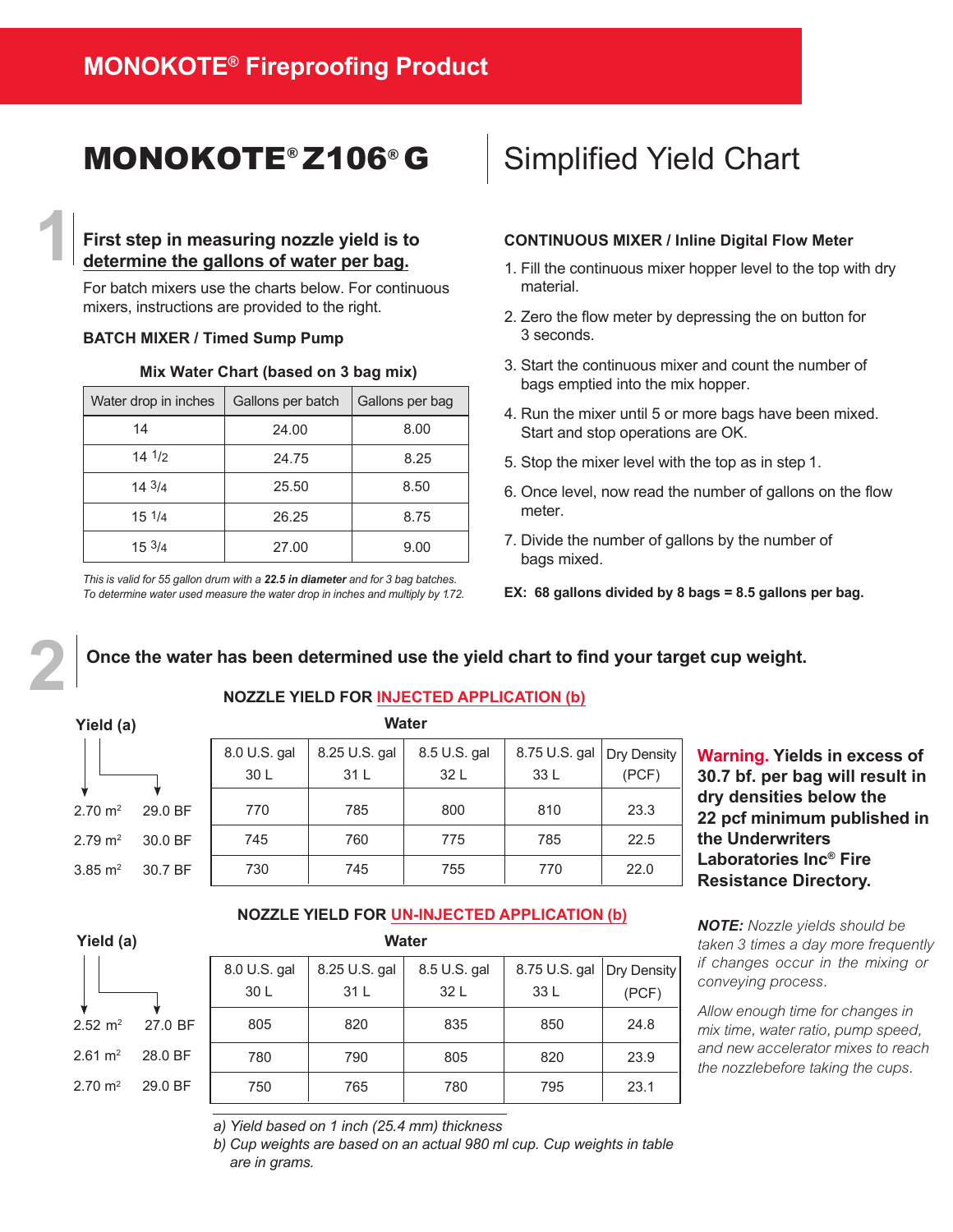**MONOKOTE® Fireproofing Product**

# MONOKOTE® Z106® G — Simplified Yield Chart

## 1

### First step in measuring nozzle yield is to determine the gallons of water per bag.

For batch mixers use the charts below. For continuous mixers, instructions are provided to the right.

**BATCH MIXER / Timed Sump Pump**

**Mix Water Chart (based on 3 bag mix)**

| Water drop in inches | Gallons per batch | Gallons per bag |
|---|---|---|
| 14 | 24.00 | 8.00 |
| 14 1/2 | 24.75 | 8.25 |
| 14 3/4 | 25.50 | 8.50 |
| 15 1/4 | 26.25 | 8.75 |
| 15 3/4 | 27.00 | 9.00 |

*This is valid for 55 gallon drum with a **22.5 in diameter** and for 3 bag batches. To determine water used measure the water drop in inches and multiply by 1.72.*

**CONTINUOUS MIXER / Inline Digital Flow Meter**

1. Fill the continuous mixer hopper level to the top with dry material.
2. Zero the flow meter by depressing the on button for 3 seconds.
3. Start the continuous mixer and count the number of bags emptied into the mix hopper.
4. Run the mixer until 5 or more bags have been mixed. Start and stop operations are OK.
5. Stop the mixer level with the top as in step 1.
6. Once level, now read the number of gallons on the flow meter.
7. Divide the number of gallons by the number of bags mixed.

**EX: 68 gallons divided by 8 bags = 8.5 gallons per bag.**

## 2

### Once the water has been determined use the yield chart to find your target cup weight.

**NOZZLE YIELD FOR INJECTED APPLICATION (b)**

| Yield (a) | | Water: 8.0 U.S. gal 30 L | 8.25 U.S. gal 31 L | 8.5 U.S. gal 32 L | 8.75 U.S. gal 33 L | Dry Density (PCF) |
|---|---|---|---|---|---|---|
| 2.70 m² | 29.0 BF | 770 | 785 | 800 | 810 | 23.3 |
| 2.79 m² | 30.0 BF | 745 | 760 | 775 | 785 | 22.5 |
| 3.85 m² | 30.7 BF | 730 | 745 | 755 | 770 | 22.0 |

**Warning. Yields in excess of 30.7 bf. per bag will result in dry densities below the 22 pcf minimum published in the Underwriters Laboratories Inc® Fire Resistance Directory.**

**NOZZLE YIELD FOR UN-INJECTED APPLICATION (b)**

| Yield (a) | | Water: 8.0 U.S. gal 30 L | 8.25 U.S. gal 31 L | 8.5 U.S. gal 32 L | 8.75 U.S. gal 33 L | Dry Density (PCF) |
|---|---|---|---|---|---|---|
| 2.52 m² | 27.0 BF | 805 | 820 | 835 | 850 | 24.8 |
| 2.61 m² | 28.0 BF | 780 | 790 | 805 | 820 | 23.9 |
| 2.70 m² | 29.0 BF | 750 | 765 | 780 | 795 | 23.1 |

*a) Yield based on 1 inch (25.4 mm) thickness*
*b) Cup weights are based on an actual 980 ml cup. Cup weights in table are in grams.*

***NOTE:*** *Nozzle yields should be taken 3 times a day more frequently if changes occur in the mixing or conveying process.*

*Allow enough time for changes in mix time, water ratio, pump speed, and new accelerator mixes to reach the nozzlebefore taking the cups.*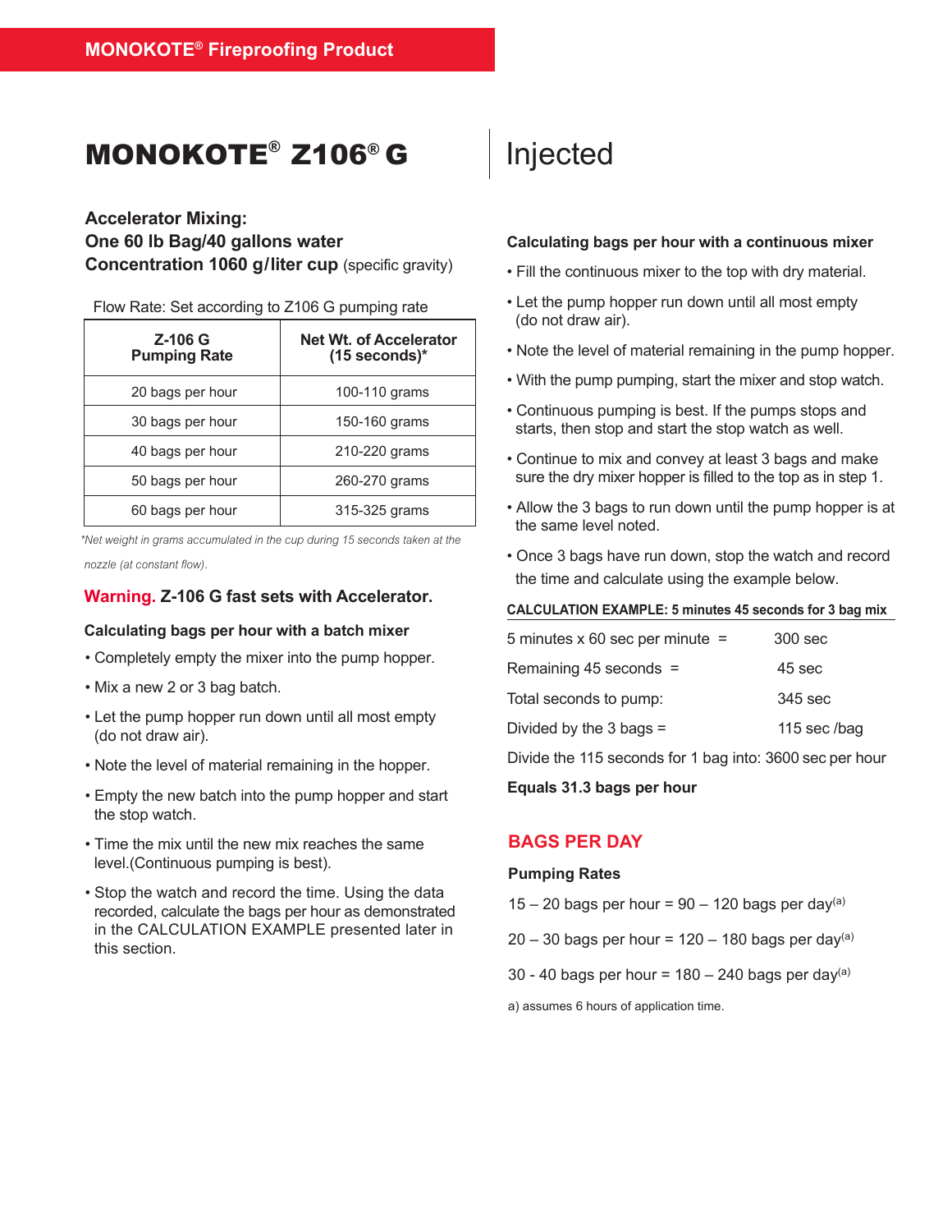# MONOKOTE® Z106® G | Injected

**Accelerator Mixing:**
**One 60 lb Bag/40 gallons water**
**Concentration 1060 g/liter cup** (specific gravity)

Flow Rate: Set according to Z106 G pumping rate

| Z-106 G Pumping Rate | Net Wt. of Accelerator (15 seconds)* |
|---|---|
| 20 bags per hour | 100-110 grams |
| 30 bags per hour | 150-160 grams |
| 40 bags per hour | 210-220 grams |
| 50 bags per hour | 260-270 grams |
| 60 bags per hour | 315-325 grams |

*\*Net weight in grams accumulated in the cup during 15 seconds taken at the nozzle (at constant flow).*

**Warning. Z-106 G fast sets with Accelerator.**

### Calculating bags per hour with a batch mixer

- Completely empty the mixer into the pump hopper.
- Mix a new 2 or 3 bag batch.
- Let the pump hopper run down until all most empty (do not draw air).
- Note the level of material remaining in the hopper.
- Empty the new batch into the pump hopper and start the stop watch.
- Time the mix until the new mix reaches the same level.(Continuous pumping is best).
- Stop the watch and record the time. Using the data recorded, calculate the bags per hour as demonstrated in the CALCULATION EXAMPLE presented later in this section.

### Calculating bags per hour with a continuous mixer

- Fill the continuous mixer to the top with dry material.
- Let the pump hopper run down until all most empty (do not draw air).
- Note the level of material remaining in the pump hopper.
- With the pump pumping, start the mixer and stop watch.
- Continuous pumping is best. If the pumps stops and starts, then stop and start the stop watch as well.
- Continue to mix and convey at least 3 bags and make sure the dry mixer hopper is filled to the top as in step 1.
- Allow the 3 bags to run down until the pump hopper is at the same level noted.
- Once 3 bags have run down, stop the watch and record the time and calculate using the example below.

**CALCULATION EXAMPLE: 5 minutes 45 seconds for 3 bag mix**

| | |
|---|---|
| 5 minutes x 60 sec per minute = | 300 sec |
| Remaining 45 seconds = | 45 sec |
| Total seconds to pump: | 345 sec |
| Divided by the 3 bags = | 115 sec /bag |

Divide the 115 seconds for 1 bag into: 3600 sec per hour

**Equals 31.3 bags per hour**

## BAGS PER DAY

**Pumping Rates**

15 – 20 bags per hour = 90 – 120 bags per day[a]

20 – 30 bags per hour = 120 – 180 bags per day[a]

30 - 40 bags per hour = 180 – 240 bags per day[a]

a) assumes 6 hours of application time.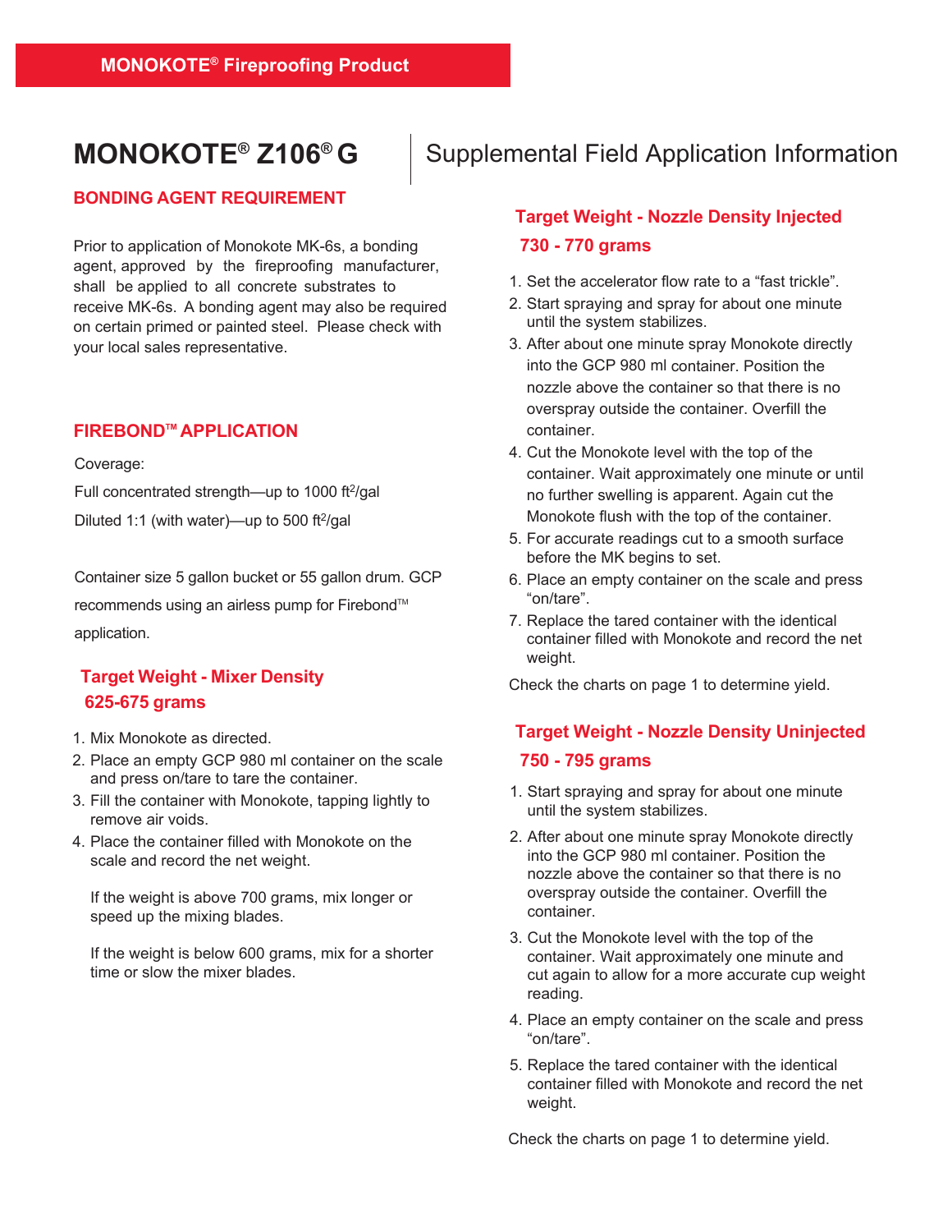MONOKOTE® Fireproofing Product

# MONOKOTE® Z106® G

## Supplemental Field Application Information

### BONDING AGENT REQUIREMENT

Prior to application of Monokote MK-6s, a bonding agent, approved by the fireproofing manufacturer, shall be applied to all concrete substrates to receive MK-6s. A bonding agent may also be required on certain primed or painted steel. Please check with your local sales representative.

### FIREBOND™ APPLICATION

Coverage:

Full concentrated strength—up to 1000 $ft^2$/gal

Diluted 1:1 (with water)—up to 500 $ft^2$/gal

Container size 5 gallon bucket or 55 gallon drum. GCP recommends using an airless pump for Firebond™ application.

### Target Weight - Mixer Density
### 625-675 grams

1. Mix Monokote as directed.
2. Place an empty GCP 980 ml container on the scale and press on/tare to tare the container.
3. Fill the container with Monokote, tapping lightly to remove air voids.
4. Place the container filled with Monokote on the scale and record the net weight.

   If the weight is above 700 grams, mix longer or speed up the mixing blades.

   If the weight is below 600 grams, mix for a shorter time or slow the mixer blades.

### Target Weight - Nozzle Density Injected
### 730 - 770 grams

1. Set the accelerator flow rate to a "fast trickle".
2. Start spraying and spray for about one minute until the system stabilizes.
3. After about one minute spray Monokote directly into the GCP 980 ml container. Position the nozzle above the container so that there is no overspray outside the container. Overfill the container.
4. Cut the Monokote level with the top of the container. Wait approximately one minute or until no further swelling is apparent. Again cut the Monokote flush with the top of the container.
5. For accurate readings cut to a smooth surface before the MK begins to set.
6. Place an empty container on the scale and press "on/tare".
7. Replace the tared container with the identical container filled with Monokote and record the net weight.

Check the charts on page 1 to determine yield.

### Target Weight - Nozzle Density Uninjected
### 750 - 795 grams

1. Start spraying and spray for about one minute until the system stabilizes.
2. After about one minute spray Monokote directly into the GCP 980 ml container. Position the nozzle above the container so that there is no overspray outside the container. Overfill the container.
3. Cut the Monokote level with the top of the container. Wait approximately one minute and cut again to allow for a more accurate cup weight reading.
4. Place an empty container on the scale and press "on/tare".
5. Replace the tared container with the identical container filled with Monokote and record the net weight.

Check the charts on page 1 to determine yield.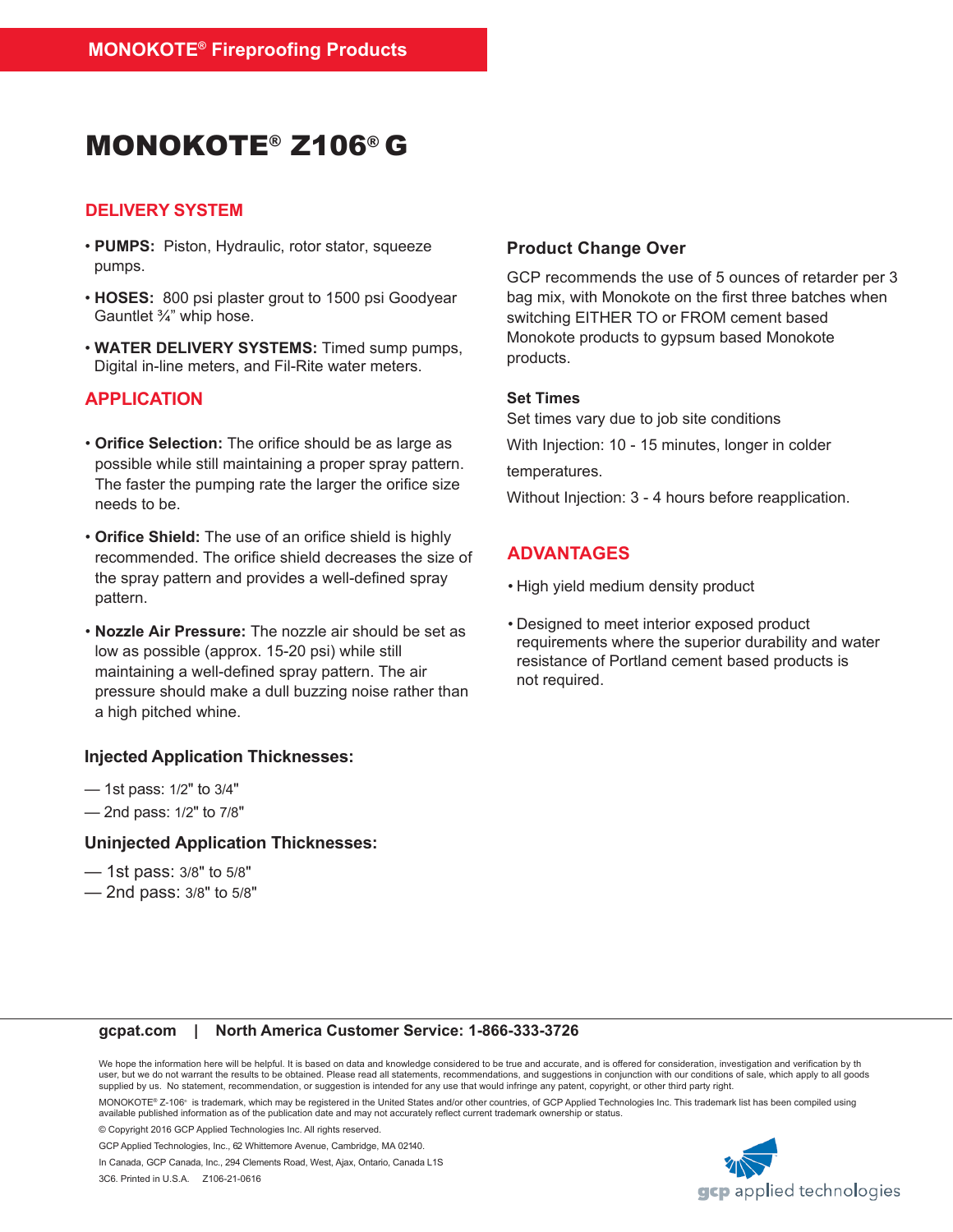MONOKOTE® Fireproofing Products

# MONOKOTE® Z106® G

## DELIVERY SYSTEM

- **PUMPS:** Piston, Hydraulic, rotor stator, squeeze pumps.
- **HOSES:** 800 psi plaster grout to 1500 psi Goodyear Gauntlet ¾" whip hose.
- **WATER DELIVERY SYSTEMS:** Timed sump pumps, Digital in-line meters, and Fil-Rite water meters.

## APPLICATION

- **Orifice Selection:** The orifice should be as large as possible while still maintaining a proper spray pattern. The faster the pumping rate the larger the orifice size needs to be.
- **Orifice Shield:** The use of an orifice shield is highly recommended. The orifice shield decreases the size of the spray pattern and provides a well-defined spray pattern.
- **Nozzle Air Pressure:** The nozzle air should be set as low as possible (approx. 15-20 psi) while still maintaining a well-defined spray pattern. The air pressure should make a dull buzzing noise rather than a high pitched whine.

### Injected Application Thicknesses:

— 1st pass: 1/2" to 3/4"
— 2nd pass: 1/2" to 7/8"

### Uninjected Application Thicknesses:

— 1st pass: 3/8" to 5/8"
— 2nd pass: 3/8" to 5/8"

### Product Change Over

GCP recommends the use of 5 ounces of retarder per 3 bag mix, with Monokote on the first three batches when switching EITHER TO or FROM cement based Monokote products to gypsum based Monokote products.

### Set Times

Set times vary due to job site conditions

With Injection: 10 - 15 minutes, longer in colder temperatures.

Without Injection: 3 - 4 hours before reapplication.

## ADVANTAGES

- High yield medium density product
- Designed to meet interior exposed product requirements where the superior durability and water resistance of Portland cement based products is not required.

gcpat.com | North America Customer Service: 1-866-333-3726

We hope the information here will be helpful. It is based on data and knowledge considered to be true and accurate, and is offered for consideration, investigation and verification by th user, but we do not warrant the results to be obtained. Please read all statements, recommendations, and suggestions in conjunction with our conditions of sale, which apply to all goods supplied by us. No statement, recommendation, or suggestion is intended for any use that would infringe any patent, copyright, or other third party right.

MONOKOTE® Z-106® is trademark, which may be registered in the United States and/or other countries, of GCP Applied Technologies Inc. This trademark list has been compiled using available published information as of the publication date and may not accurately reflect current trademark ownership or status.

© Copyright 2016 GCP Applied Technologies Inc. All rights reserved.

GCP Applied Technologies, Inc., 62 Whittemore Avenue, Cambridge, MA 02140.

In Canada, GCP Canada, Inc., 294 Clements Road, West, Ajax, Ontario, Canada L1S 3C6. Printed in U.S.A. Z106-21-0616

gcp applied technologies